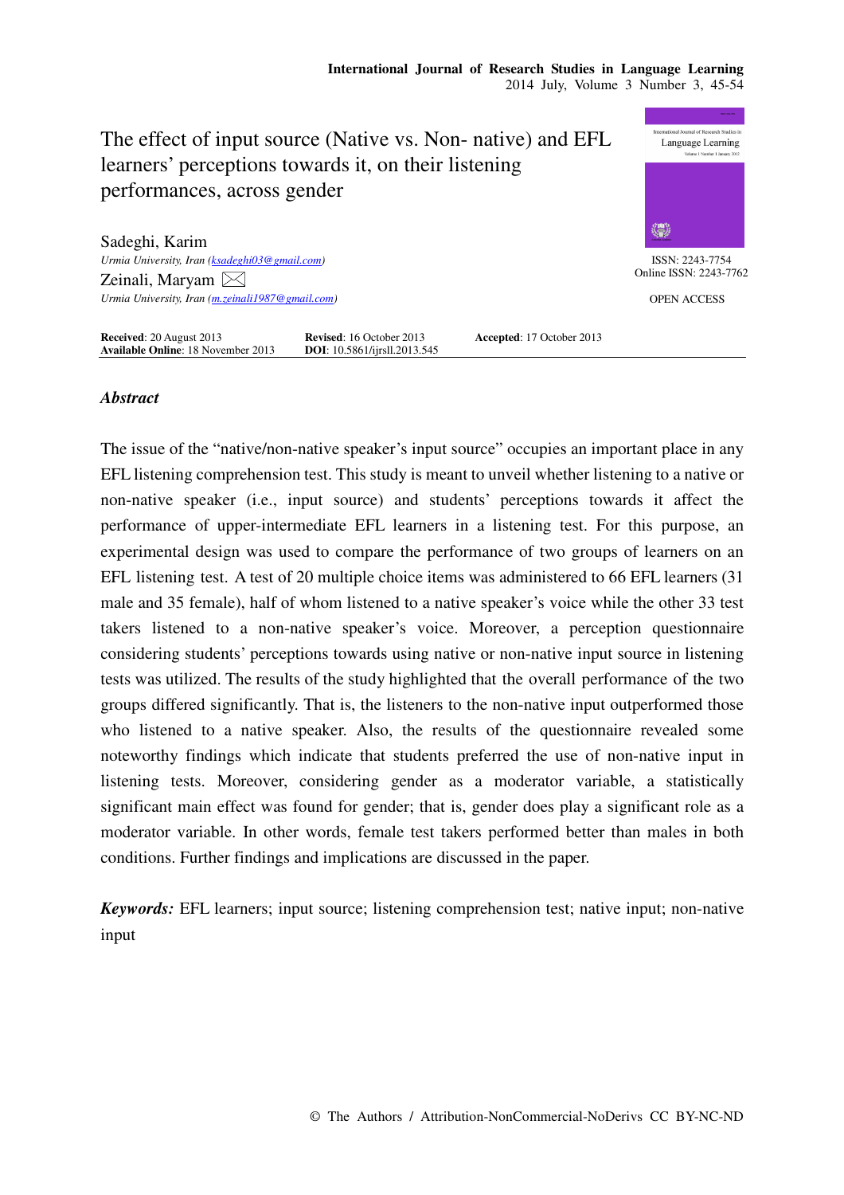# The effect of input source (Native vs. Non- native) and EFL learners' perceptions towards it, on their listening performances, across gender

Sadeghi, Karim
*Urmia University, Iran (ksadeghi03@gmail.com)*

Zeinali, Maryam
*Urmia University, Iran (m.zeinali1987@gmail.com)*

ISSN: 2243-7754
Online ISSN: 2243-7762

OPEN ACCESS

**Received**: 20 August 2013 **Revised**: 16 October 2013 **Accepted**: 17 October 2013
**Available Online**: 18 November 2013 **DOI**: 10.5861/ijrsll.2013.545

## *Abstract*

The issue of the "native/non-native speaker's input source" occupies an important place in any EFL listening comprehension test. This study is meant to unveil whether listening to a native or non-native speaker (i.e., input source) and students' perceptions towards it affect the performance of upper-intermediate EFL learners in a listening test. For this purpose, an experimental design was used to compare the performance of two groups of learners on an EFL listening test. A test of 20 multiple choice items was administered to 66 EFL learners (31 male and 35 female), half of whom listened to a native speaker's voice while the other 33 test takers listened to a non-native speaker's voice. Moreover, a perception questionnaire considering students' perceptions towards using native or non-native input source in listening tests was utilized. The results of the study highlighted that the overall performance of the two groups differed significantly. That is, the listeners to the non-native input outperformed those who listened to a native speaker. Also, the results of the questionnaire revealed some noteworthy findings which indicate that students preferred the use of non-native input in listening tests. Moreover, considering gender as a moderator variable, a statistically significant main effect was found for gender; that is, gender does play a significant role as a moderator variable. In other words, female test takers performed better than males in both conditions. Further findings and implications are discussed in the paper.

***Keywords:*** EFL learners; input source; listening comprehension test; native input; non-native input

© The Authors / Attribution-NonCommercial-NoDerivs CC BY-NC-ND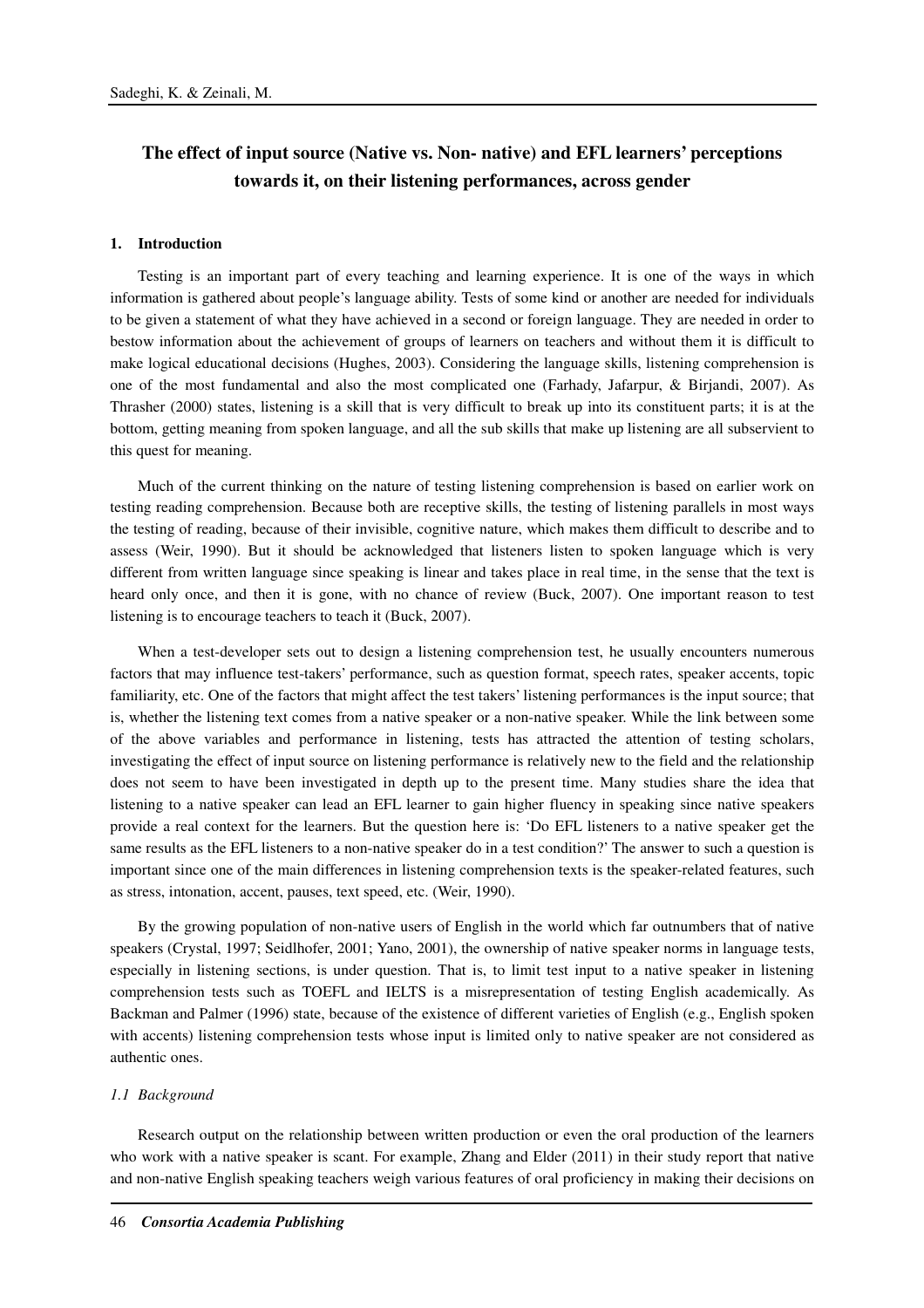# The effect of input source (Native vs. Non- native) and EFL learners' perceptions towards it, on their listening performances, across gender

## 1. Introduction

Testing is an important part of every teaching and learning experience. It is one of the ways in which information is gathered about people's language ability. Tests of some kind or another are needed for individuals to be given a statement of what they have achieved in a second or foreign language. They are needed in order to bestow information about the achievement of groups of learners on teachers and without them it is difficult to make logical educational decisions (Hughes, 2003). Considering the language skills, listening comprehension is one of the most fundamental and also the most complicated one (Farhady, Jafarpur, & Birjandi, 2007). As Thrasher (2000) states, listening is a skill that is very difficult to break up into its constituent parts; it is at the bottom, getting meaning from spoken language, and all the sub skills that make up listening are all subservient to this quest for meaning.

Much of the current thinking on the nature of testing listening comprehension is based on earlier work on testing reading comprehension. Because both are receptive skills, the testing of listening parallels in most ways the testing of reading, because of their invisible, cognitive nature, which makes them difficult to describe and to assess (Weir, 1990). But it should be acknowledged that listeners listen to spoken language which is very different from written language since speaking is linear and takes place in real time, in the sense that the text is heard only once, and then it is gone, with no chance of review (Buck, 2007). One important reason to test listening is to encourage teachers to teach it (Buck, 2007).

When a test-developer sets out to design a listening comprehension test, he usually encounters numerous factors that may influence test-takers' performance, such as question format, speech rates, speaker accents, topic familiarity, etc. One of the factors that might affect the test takers' listening performances is the input source; that is, whether the listening text comes from a native speaker or a non-native speaker. While the link between some of the above variables and performance in listening, tests has attracted the attention of testing scholars, investigating the effect of input source on listening performance is relatively new to the field and the relationship does not seem to have been investigated in depth up to the present time. Many studies share the idea that listening to a native speaker can lead an EFL learner to gain higher fluency in speaking since native speakers provide a real context for the learners. But the question here is: 'Do EFL listeners to a native speaker get the same results as the EFL listeners to a non-native speaker do in a test condition?' The answer to such a question is important since one of the main differences in listening comprehension texts is the speaker-related features, such as stress, intonation, accent, pauses, text speed, etc. (Weir, 1990).

By the growing population of non-native users of English in the world which far outnumbers that of native speakers (Crystal, 1997; Seidlhofer, 2001; Yano, 2001), the ownership of native speaker norms in language tests, especially in listening sections, is under question. That is, to limit test input to a native speaker in listening comprehension tests such as TOEFL and IELTS is a misrepresentation of testing English academically. As Backman and Palmer (1996) state, because of the existence of different varieties of English (e.g., English spoken with accents) listening comprehension tests whose input is limited only to native speaker are not considered as authentic ones.

### *1.1 Background*

Research output on the relationship between written production or even the oral production of the learners who work with a native speaker is scant. For example, Zhang and Elder (2011) in their study report that native and non-native English speaking teachers weigh various features of oral proficiency in making their decisions on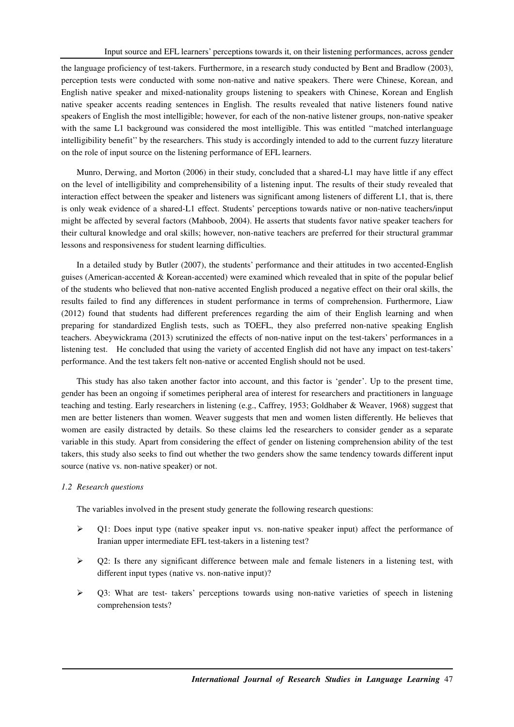the language proficiency of test-takers. Furthermore, in a research study conducted by Bent and Bradlow (2003), perception tests were conducted with some non-native and native speakers. There were Chinese, Korean, and English native speaker and mixed-nationality groups listening to speakers with Chinese, Korean and English native speaker accents reading sentences in English. The results revealed that native listeners found native speakers of English the most intelligible; however, for each of the non-native listener groups, non-native speaker with the same L1 background was considered the most intelligible. This was entitled ''matched interlanguage intelligibility benefit'' by the researchers. This study is accordingly intended to add to the current fuzzy literature on the role of input source on the listening performance of EFL learners.

Munro, Derwing, and Morton (2006) in their study, concluded that a shared-L1 may have little if any effect on the level of intelligibility and comprehensibility of a listening input. The results of their study revealed that interaction effect between the speaker and listeners was significant among listeners of different L1, that is, there is only weak evidence of a shared-L1 effect. Students' perceptions towards native or non-native teachers/input might be affected by several factors (Mahboob, 2004). He asserts that students favor native speaker teachers for their cultural knowledge and oral skills; however, non-native teachers are preferred for their structural grammar lessons and responsiveness for student learning difficulties.

In a detailed study by Butler (2007), the students' performance and their attitudes in two accented-English guises (American-accented & Korean-accented) were examined which revealed that in spite of the popular belief of the students who believed that non-native accented English produced a negative effect on their oral skills, the results failed to find any differences in student performance in terms of comprehension. Furthermore, Liaw (2012) found that students had different preferences regarding the aim of their English learning and when preparing for standardized English tests, such as TOEFL, they also preferred non-native speaking English teachers. Abeywickrama (2013) scrutinized the effects of non-native input on the test-takers' performances in a listening test. He concluded that using the variety of accented English did not have any impact on test-takers' performance. And the test takers felt non-native or accented English should not be used.

This study has also taken another factor into account, and this factor is 'gender'. Up to the present time, gender has been an ongoing if sometimes peripheral area of interest for researchers and practitioners in language teaching and testing. Early researchers in listening (e.g., Caffrey, 1953; Goldhaber & Weaver, 1968) suggest that men are better listeners than women. Weaver suggests that men and women listen differently. He believes that women are easily distracted by details. So these claims led the researchers to consider gender as a separate variable in this study. Apart from considering the effect of gender on listening comprehension ability of the test takers, this study also seeks to find out whether the two genders show the same tendency towards different input source (native vs. non-native speaker) or not.

### *1.2 Research questions*

The variables involved in the present study generate the following research questions:

- Q1: Does input type (native speaker input vs. non-native speaker input) affect the performance of Iranian upper intermediate EFL test-takers in a listening test?
- Q2: Is there any significant difference between male and female listeners in a listening test, with different input types (native vs. non-native input)?
- Q3: What are test- takers' perceptions towards using non-native varieties of speech in listening comprehension tests?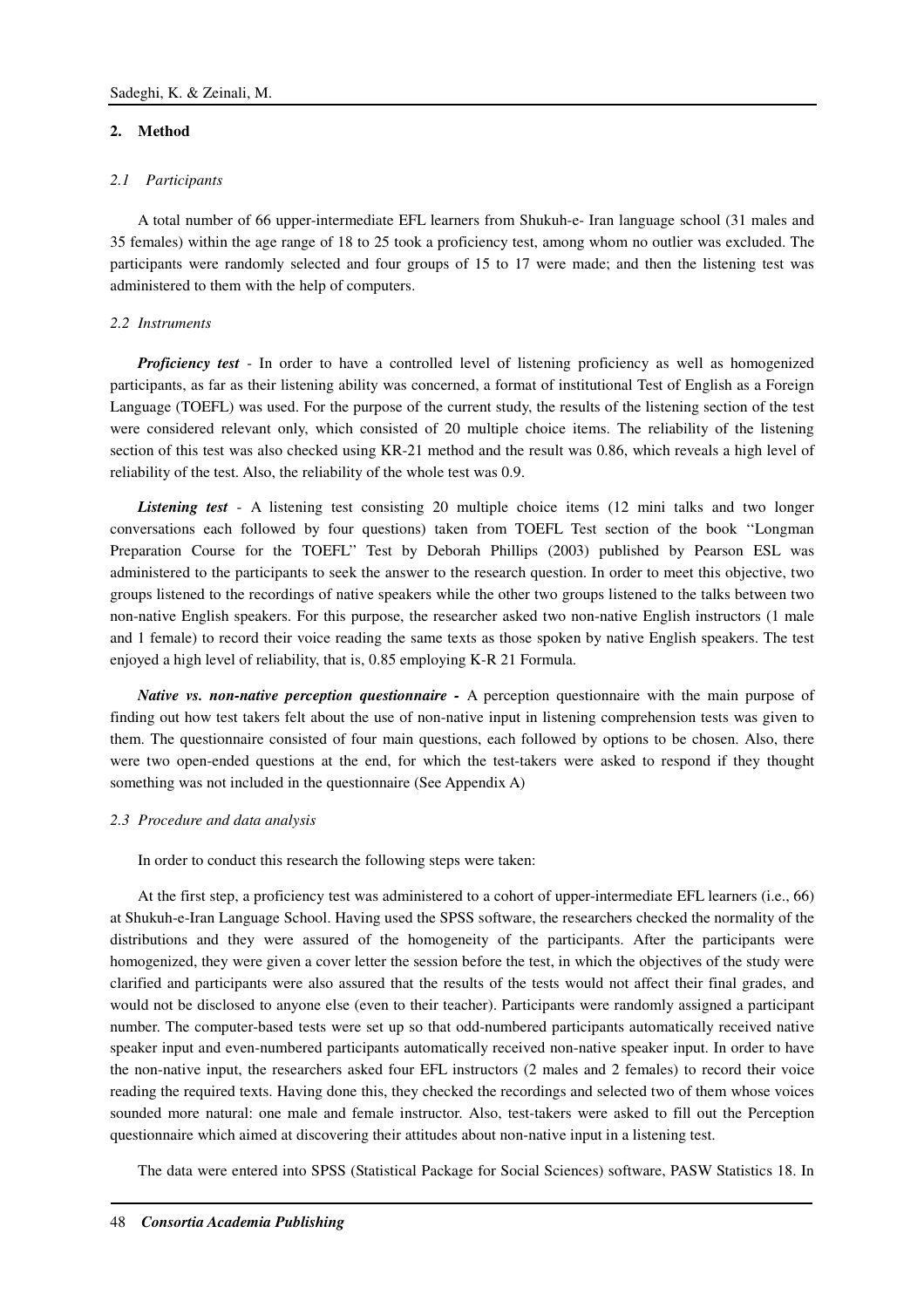## 2. Method

### 2.1 Participants

A total number of 66 upper-intermediate EFL learners from Shukuh-e- Iran language school (31 males and 35 females) within the age range of 18 to 25 took a proficiency test, among whom no outlier was excluded. The participants were randomly selected and four groups of 15 to 17 were made; and then the listening test was administered to them with the help of computers.

### 2.2 Instruments

***Proficiency test*** - In order to have a controlled level of listening proficiency as well as homogenized participants, as far as their listening ability was concerned, a format of institutional Test of English as a Foreign Language (TOEFL) was used. For the purpose of the current study, the results of the listening section of the test were considered relevant only, which consisted of 20 multiple choice items. The reliability of the listening section of this test was also checked using KR-21 method and the result was 0.86, which reveals a high level of reliability of the test. Also, the reliability of the whole test was 0.9.

***Listening test*** - A listening test consisting 20 multiple choice items (12 mini talks and two longer conversations each followed by four questions) taken from TOEFL Test section of the book "Longman Preparation Course for the TOEFL" Test by Deborah Phillips (2003) published by Pearson ESL was administered to the participants to seek the answer to the research question. In order to meet this objective, two groups listened to the recordings of native speakers while the other two groups listened to the talks between two non-native English speakers. For this purpose, the researcher asked two non-native English instructors (1 male and 1 female) to record their voice reading the same texts as those spoken by native English speakers. The test enjoyed a high level of reliability, that is, 0.85 employing K-R 21 Formula.

***Native vs. non-native perception questionnaire -*** A perception questionnaire with the main purpose of finding out how test takers felt about the use of non-native input in listening comprehension tests was given to them. The questionnaire consisted of four main questions, each followed by options to be chosen. Also, there were two open-ended questions at the end, for which the test-takers were asked to respond if they thought something was not included in the questionnaire (See Appendix A)

### 2.3 Procedure and data analysis

In order to conduct this research the following steps were taken:

At the first step, a proficiency test was administered to a cohort of upper-intermediate EFL learners (i.e., 66) at Shukuh-e-Iran Language School. Having used the SPSS software, the researchers checked the normality of the distributions and they were assured of the homogeneity of the participants. After the participants were homogenized, they were given a cover letter the session before the test, in which the objectives of the study were clarified and participants were also assured that the results of the tests would not affect their final grades, and would not be disclosed to anyone else (even to their teacher). Participants were randomly assigned a participant number. The computer-based tests were set up so that odd-numbered participants automatically received native speaker input and even-numbered participants automatically received non-native speaker input. In order to have the non-native input, the researchers asked four EFL instructors (2 males and 2 females) to record their voice reading the required texts. Having done this, they checked the recordings and selected two of them whose voices sounded more natural: one male and female instructor. Also, test-takers were asked to fill out the Perception questionnaire which aimed at discovering their attitudes about non-native input in a listening test.

The data were entered into SPSS (Statistical Package for Social Sciences) software, PASW Statistics 18. In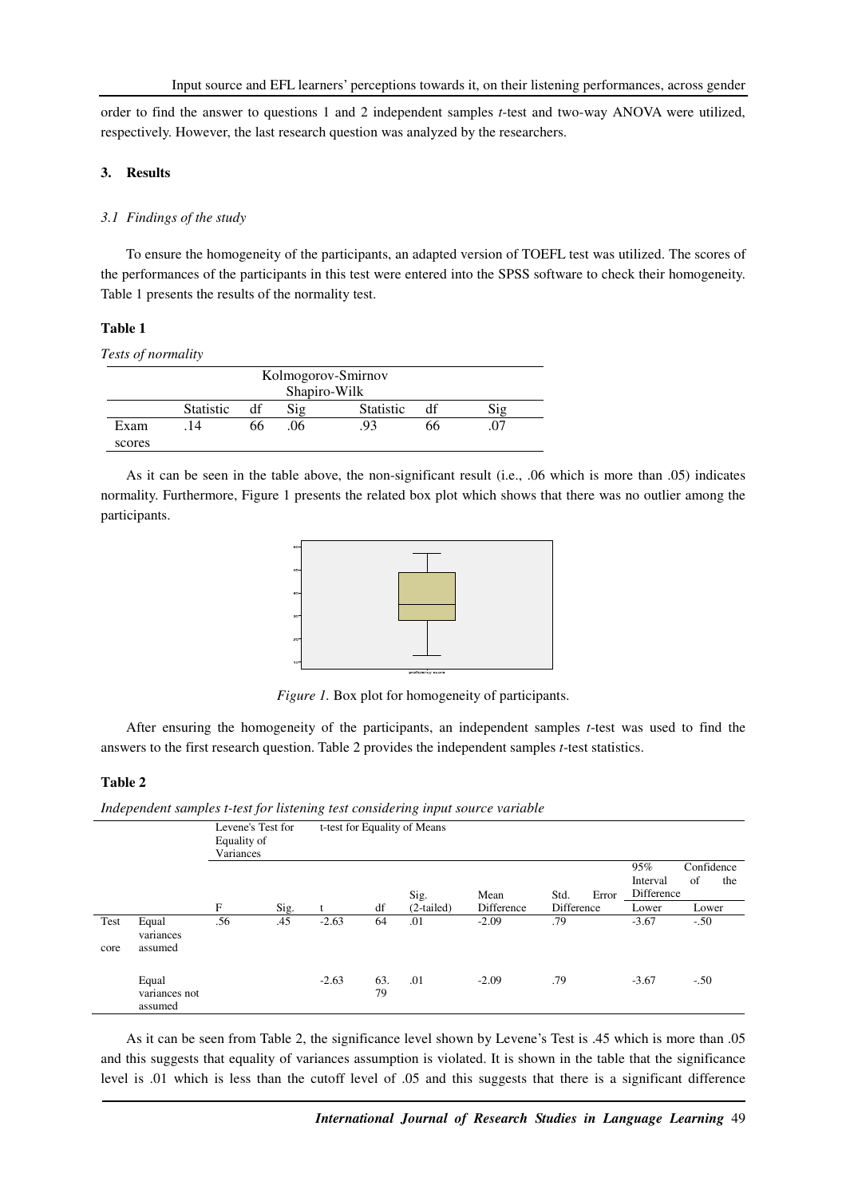order to find the answer to questions 1 and 2 independent samples *t*-test and two-way ANOVA were utilized, respectively. However, the last research question was analyzed by the researchers.

## 3. Results

### *3.1 Findings of the study*

To ensure the homogeneity of the participants, an adapted version of TOEFL test was utilized. The scores of the performances of the participants in this test were entered into the SPSS software to check their homogeneity. Table 1 presents the results of the normality test.

**Table 1**

*Tests of normality*

| | Kolmogorov-Smirnov | | | Shapiro-Wilk | | |
|---|---|---|---|---|---|---|
| | Statistic | df | Sig | Statistic | df | Sig |
| Exam scores | .14 | 66 | .06 | .93 | 66 | .07 |

As it can be seen in the table above, the non-significant result (i.e., .06 which is more than .05) indicates normality. Furthermore, Figure 1 presents the related box plot which shows that there was no outlier among the participants.

*Figure 1.* Box plot for homogeneity of participants.

After ensuring the homogeneity of the participants, an independent samples *t*-test was used to find the answers to the first research question. Table 2 provides the independent samples *t*-test statistics.

**Table 2**

*Independent samples t-test for listening test considering input source variable*

| | | Levene's Test for Equality of Variances | | t-test for Equality of Means | | | | | | |
|---|---|---|---|---|---|---|---|---|---|---|
| | | | | | | | | | 95% Confidence Interval of the Difference | |
| | | F | Sig. | t | df | Sig. (2-tailed) | Mean Difference | Std. Error Difference | Lower | Lower |
| Test core | Equal variances assumed | .56 | .45 | -2.63 | 64 | .01 | -2.09 | .79 | -3.67 | -.50 |
| | Equal variances not assumed | | | -2.63 | 63.79 | .01 | -2.09 | .79 | -3.67 | -.50 |

As it can be seen from Table 2, the significance level shown by Levene's Test is .45 which is more than .05 and this suggests that equality of variances assumption is violated. It is shown in the table that the significance level is .01 which is less than the cutoff level of .05 and this suggests that there is a significant difference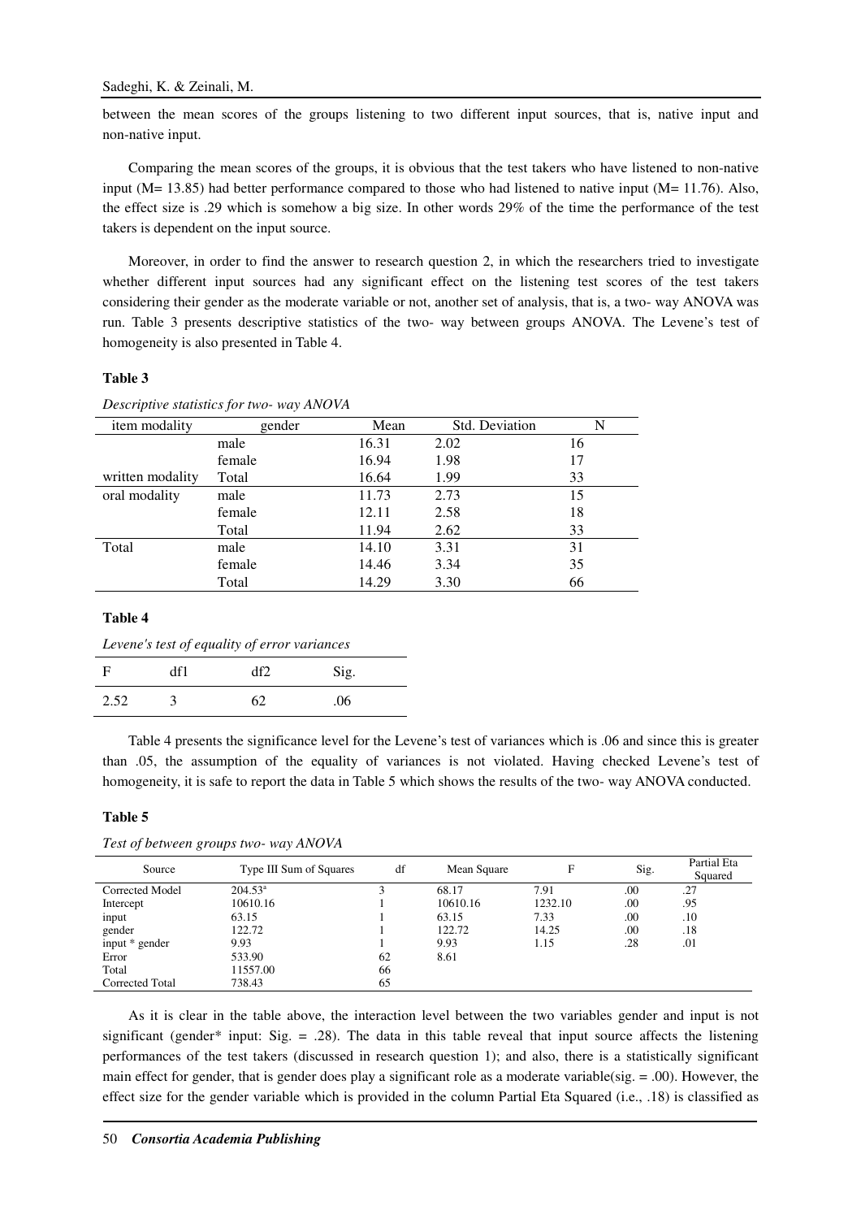between the mean scores of the groups listening to two different input sources, that is, native input and non-native input.

Comparing the mean scores of the groups, it is obvious that the test takers who have listened to non-native input (M= 13.85) had better performance compared to those who had listened to native input (M= 11.76). Also, the effect size is .29 which is somehow a big size. In other words 29% of the time the performance of the test takers is dependent on the input source.

Moreover, in order to find the answer to research question 2, in which the researchers tried to investigate whether different input sources had any significant effect on the listening test scores of the test takers considering their gender as the moderate variable or not, another set of analysis, that is, a two- way ANOVA was run. Table 3 presents descriptive statistics of the two- way between groups ANOVA. The Levene's test of homogeneity is also presented in Table 4.

**Table 3**

*Descriptive statistics for two- way ANOVA*

| item modality | gender | Mean | Std. Deviation | N |
|---|---|---|---|---|
| | male | 16.31 | 2.02 | 16 |
| | female | 16.94 | 1.98 | 17 |
| written modality | Total | 16.64 | 1.99 | 33 |
| oral modality | male | 11.73 | 2.73 | 15 |
| | female | 12.11 | 2.58 | 18 |
| | Total | 11.94 | 2.62 | 33 |
| Total | male | 14.10 | 3.31 | 31 |
| | female | 14.46 | 3.34 | 35 |
| | Total | 14.29 | 3.30 | 66 |

**Table 4**

*Levene's test of equality of error variances*

| F | df1 | df2 | Sig. |
|---|---|---|---|
| 2.52 | 3 | 62 | .06 |

Table 4 presents the significance level for the Levene's test of variances which is .06 and since this is greater than .05, the assumption of the equality of variances is not violated. Having checked Levene's test of homogeneity, it is safe to report the data in Table 5 which shows the results of the two- way ANOVA conducted.

**Table 5**

*Test of between groups two- way ANOVA*

| Source | Type III Sum of Squares | df | Mean Square | F | Sig. | Partial Eta Squared |
|---|---|---|---|---|---|---|
| Corrected Model | 204.53[a] | 3 | 68.17 | 7.91 | .00 | .27 |
| Intercept | 10610.16 | 1 | 10610.16 | 1232.10 | .00 | .95 |
| input | 63.15 | 1 | 63.15 | 7.33 | .00 | .10 |
| gender | 122.72 | 1 | 122.72 | 14.25 | .00 | .18 |
| input * gender | 9.93 | 1 | 9.93 | 1.15 | .28 | .01 |
| Error | 533.90 | 62 | 8.61 | | | |
| Total | 11557.00 | 66 | | | | |
| Corrected Total | 738.43 | 65 | | | | |

As it is clear in the table above, the interaction level between the two variables gender and input is not significant (gender* input: Sig. = .28). The data in this table reveal that input source affects the listening performances of the test takers (discussed in research question 1); and also, there is a statistically significant main effect for gender, that is gender does play a significant role as a moderate variable(sig. = .00). However, the effect size for the gender variable which is provided in the column Partial Eta Squared (i.e., .18) is classified as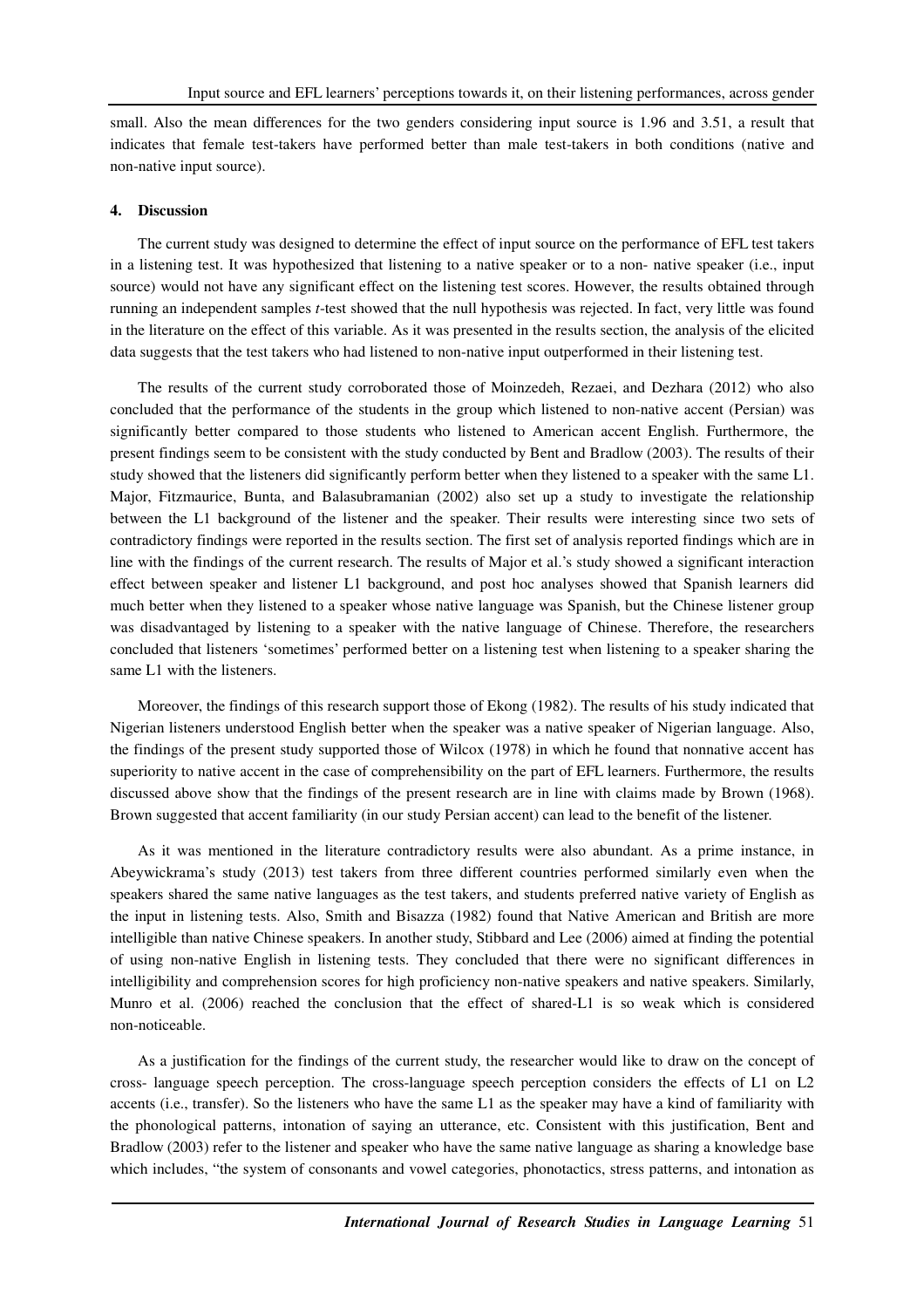small. Also the mean differences for the two genders considering input source is 1.96 and 3.51, a result that indicates that female test-takers have performed better than male test-takers in both conditions (native and non-native input source).

## 4. Discussion

The current study was designed to determine the effect of input source on the performance of EFL test takers in a listening test. It was hypothesized that listening to a native speaker or to a non- native speaker (i.e., input source) would not have any significant effect on the listening test scores. However, the results obtained through running an independent samples *t*-test showed that the null hypothesis was rejected. In fact, very little was found in the literature on the effect of this variable. As it was presented in the results section, the analysis of the elicited data suggests that the test takers who had listened to non-native input outperformed in their listening test.

The results of the current study corroborated those of Moinzedeh, Rezaei, and Dezhara (2012) who also concluded that the performance of the students in the group which listened to non-native accent (Persian) was significantly better compared to those students who listened to American accent English. Furthermore, the present findings seem to be consistent with the study conducted by Bent and Bradlow (2003). The results of their study showed that the listeners did significantly perform better when they listened to a speaker with the same L1. Major, Fitzmaurice, Bunta, and Balasubramanian (2002) also set up a study to investigate the relationship between the L1 background of the listener and the speaker. Their results were interesting since two sets of contradictory findings were reported in the results section. The first set of analysis reported findings which are in line with the findings of the current research. The results of Major et al.'s study showed a significant interaction effect between speaker and listener L1 background, and post hoc analyses showed that Spanish learners did much better when they listened to a speaker whose native language was Spanish, but the Chinese listener group was disadvantaged by listening to a speaker with the native language of Chinese. Therefore, the researchers concluded that listeners 'sometimes' performed better on a listening test when listening to a speaker sharing the same L1 with the listeners.

Moreover, the findings of this research support those of Ekong (1982). The results of his study indicated that Nigerian listeners understood English better when the speaker was a native speaker of Nigerian language. Also, the findings of the present study supported those of Wilcox (1978) in which he found that nonnative accent has superiority to native accent in the case of comprehensibility on the part of EFL learners. Furthermore, the results discussed above show that the findings of the present research are in line with claims made by Brown (1968). Brown suggested that accent familiarity (in our study Persian accent) can lead to the benefit of the listener.

As it was mentioned in the literature contradictory results were also abundant. As a prime instance, in Abeywickrama's study (2013) test takers from three different countries performed similarly even when the speakers shared the same native languages as the test takers, and students preferred native variety of English as the input in listening tests. Also, Smith and Bisazza (1982) found that Native American and British are more intelligible than native Chinese speakers. In another study, Stibbard and Lee (2006) aimed at finding the potential of using non-native English in listening tests. They concluded that there were no significant differences in intelligibility and comprehension scores for high proficiency non-native speakers and native speakers. Similarly, Munro et al. (2006) reached the conclusion that the effect of shared-L1 is so weak which is considered non-noticeable.

As a justification for the findings of the current study, the researcher would like to draw on the concept of cross- language speech perception. The cross-language speech perception considers the effects of L1 on L2 accents (i.e., transfer). So the listeners who have the same L1 as the speaker may have a kind of familiarity with the phonological patterns, intonation of saying an utterance, etc. Consistent with this justification, Bent and Bradlow (2003) refer to the listener and speaker who have the same native language as sharing a knowledge base which includes, "the system of consonants and vowel categories, phonotactics, stress patterns, and intonation as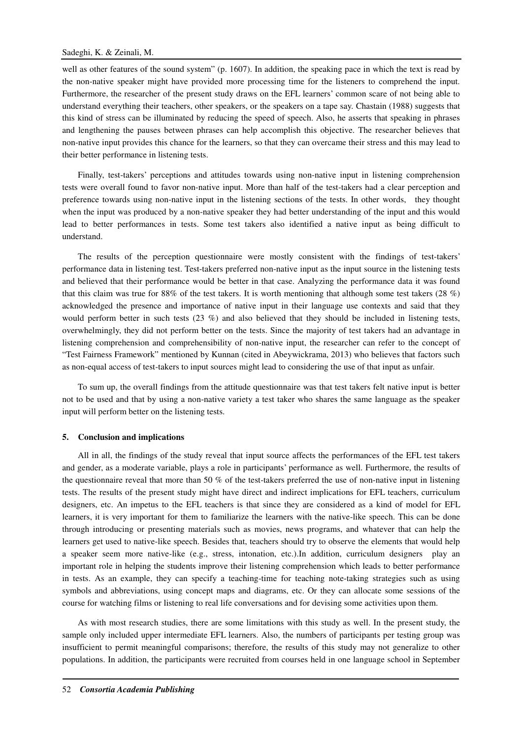well as other features of the sound system" (p. 1607). In addition, the speaking pace in which the text is read by the non-native speaker might have provided more processing time for the listeners to comprehend the input. Furthermore, the researcher of the present study draws on the EFL learners' common scare of not being able to understand everything their teachers, other speakers, or the speakers on a tape say. Chastain (1988) suggests that this kind of stress can be illuminated by reducing the speed of speech. Also, he asserts that speaking in phrases and lengthening the pauses between phrases can help accomplish this objective. The researcher believes that non-native input provides this chance for the learners, so that they can overcame their stress and this may lead to their better performance in listening tests.

Finally, test-takers' perceptions and attitudes towards using non-native input in listening comprehension tests were overall found to favor non-native input. More than half of the test-takers had a clear perception and preference towards using non-native input in the listening sections of the tests. In other words, they thought when the input was produced by a non-native speaker they had better understanding of the input and this would lead to better performances in tests. Some test takers also identified a native input as being difficult to understand.

The results of the perception questionnaire were mostly consistent with the findings of test-takers' performance data in listening test. Test-takers preferred non-native input as the input source in the listening tests and believed that their performance would be better in that case. Analyzing the performance data it was found that this claim was true for 88% of the test takers. It is worth mentioning that although some test takers (28 %) acknowledged the presence and importance of native input in their language use contexts and said that they would perform better in such tests (23 %) and also believed that they should be included in listening tests, overwhelmingly, they did not perform better on the tests. Since the majority of test takers had an advantage in listening comprehension and comprehensibility of non-native input, the researcher can refer to the concept of "Test Fairness Framework" mentioned by Kunnan (cited in Abeywickrama, 2013) who believes that factors such as non-equal access of test-takers to input sources might lead to considering the use of that input as unfair.

To sum up, the overall findings from the attitude questionnaire was that test takers felt native input is better not to be used and that by using a non-native variety a test taker who shares the same language as the speaker input will perform better on the listening tests.

## 5. Conclusion and implications

All in all, the findings of the study reveal that input source affects the performances of the EFL test takers and gender, as a moderate variable, plays a role in participants' performance as well. Furthermore, the results of the questionnaire reveal that more than 50 % of the test-takers preferred the use of non-native input in listening tests. The results of the present study might have direct and indirect implications for EFL teachers, curriculum designers, etc. An impetus to the EFL teachers is that since they are considered as a kind of model for EFL learners, it is very important for them to familiarize the learners with the native-like speech. This can be done through introducing or presenting materials such as movies, news programs, and whatever that can help the learners get used to native-like speech. Besides that, teachers should try to observe the elements that would help a speaker seem more native-like (e.g., stress, intonation, etc.).In addition, curriculum designers play an important role in helping the students improve their listening comprehension which leads to better performance in tests. As an example, they can specify a teaching-time for teaching note-taking strategies such as using symbols and abbreviations, using concept maps and diagrams, etc. Or they can allocate some sessions of the course for watching films or listening to real life conversations and for devising some activities upon them.

As with most research studies, there are some limitations with this study as well. In the present study, the sample only included upper intermediate EFL learners. Also, the numbers of participants per testing group was insufficient to permit meaningful comparisons; therefore, the results of this study may not generalize to other populations. In addition, the participants were recruited from courses held in one language school in September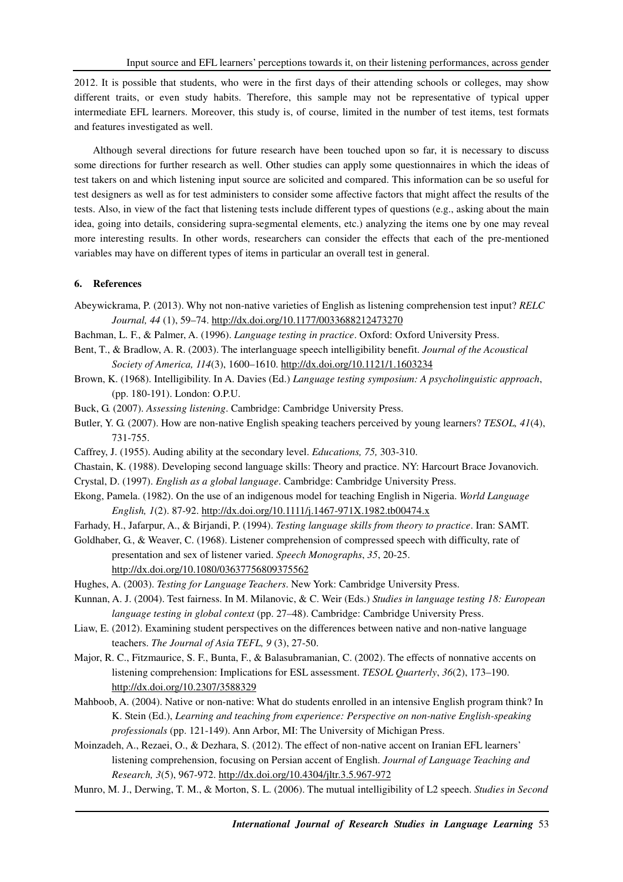2012. It is possible that students, who were in the first days of their attending schools or colleges, may show different traits, or even study habits. Therefore, this sample may not be representative of typical upper intermediate EFL learners. Moreover, this study is, of course, limited in the number of test items, test formats and features investigated as well.

Although several directions for future research have been touched upon so far, it is necessary to discuss some directions for further research as well. Other studies can apply some questionnaires in which the ideas of test takers on and which listening input source are solicited and compared. This information can be so useful for test designers as well as for test administers to consider some affective factors that might affect the results of the tests. Also, in view of the fact that listening tests include different types of questions (e.g., asking about the main idea, going into details, considering supra-segmental elements, etc.) analyzing the items one by one may reveal more interesting results. In other words, researchers can consider the effects that each of the pre-mentioned variables may have on different types of items in particular an overall test in general.

## 6. References

Abeywickrama, P. (2013). Why not non-native varieties of English as listening comprehension test input? *RELC Journal, 44* (1), 59–74. http://dx.doi.org/10.1177/0033688212473270

Bachman, L. F., & Palmer, A. (1996). *Language testing in practice*. Oxford: Oxford University Press.

Bent, T., & Bradlow, A. R. (2003). The interlanguage speech intelligibility benefit. *Journal of the Acoustical Society of America, 114*(3), 1600–1610. http://dx.doi.org/10.1121/1.1603234

Brown, K. (1968). Intelligibility. In A. Davies (Ed.) *Language testing symposium: A psycholinguistic approach*, (pp. 180-191). London: O.P.U.

Buck, G. (2007). *Assessing listening*. Cambridge: Cambridge University Press.

Butler, Y. G. (2007). How are non-native English speaking teachers perceived by young learners? *TESOL, 41*(4), 731-755.

Caffrey, J. (1955). Auding ability at the secondary level. *Educations, 75,* 303-310.

Chastain, K. (1988). Developing second language skills: Theory and practice. NY: Harcourt Brace Jovanovich.

Crystal, D. (1997). *English as a global language*. Cambridge: Cambridge University Press.

Ekong, Pamela. (1982). On the use of an indigenous model for teaching English in Nigeria. *World Language English, 1*(2). 87-92. http://dx.doi.org/10.1111/j.1467-971X.1982.tb00474.x

Farhady, H., Jafarpur, A., & Birjandi, P. (1994). *Testing language skills from theory to practice*. Iran: SAMT.

Goldhaber, G., & Weaver, C. (1968). Listener comprehension of compressed speech with difficulty, rate of presentation and sex of listener varied. *Speech Monographs*, *35*, 20-25. http://dx.doi.org/10.1080/03637756809375562

Hughes, A. (2003). *Testing for Language Teachers*. New York: Cambridge University Press.

Kunnan, A. J. (2004). Test fairness. In M. Milanovic, & C. Weir (Eds.) *Studies in language testing 18: European language testing in global context* (pp. 27–48). Cambridge: Cambridge University Press.

Liaw, E. (2012). Examining student perspectives on the differences between native and non-native language teachers. *The Journal of Asia TEFL, 9* (3), 27-50.

Major, R. C., Fitzmaurice, S. F., Bunta, F., & Balasubramanian, C. (2002). The effects of nonnative accents on listening comprehension: Implications for ESL assessment. *TESOL Quarterly*, *36*(2), 173–190. http://dx.doi.org/10.2307/3588329

Mahboob, A. (2004). Native or non-native: What do students enrolled in an intensive English program think? In K. Stein (Ed.), *Learning and teaching from experience: Perspective on non-native English-speaking professionals* (pp. 121-149). Ann Arbor, MI: The University of Michigan Press.

Moinzadeh, A., Rezaei, O., & Dezhara, S. (2012). The effect of non-native accent on Iranian EFL learners' listening comprehension, focusing on Persian accent of English. *Journal of Language Teaching and Research, 3*(5), 967-972. http://dx.doi.org/10.4304/jltr.3.5.967-972

Munro, M. J., Derwing, T. M., & Morton, S. L. (2006). The mutual intelligibility of L2 speech. *Studies in Second*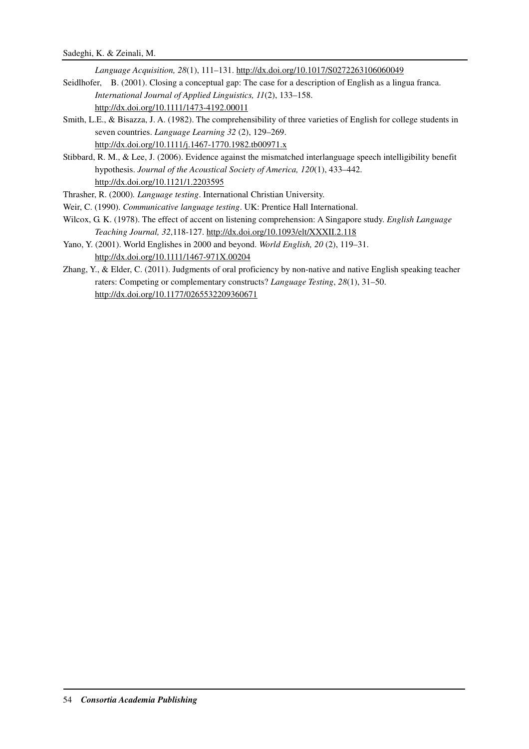*Language Acquisition, 28*(1), 111–131. http://dx.doi.org/10.1017/S0272263106060049

Seidlhofer, B. (2001). Closing a conceptual gap: The case for a description of English as a lingua franca. *International Journal of Applied Linguistics, 11*(2), 133–158. http://dx.doi.org/10.1111/1473-4192.00011

Smith, L.E., & Bisazza, J. A. (1982). The comprehensibility of three varieties of English for college students in seven countries. *Language Learning 32* (2), 129–269. http://dx.doi.org/10.1111/j.1467-1770.1982.tb00971.x

Stibbard, R. M., & Lee, J. (2006). Evidence against the mismatched interlanguage speech intelligibility benefit hypothesis. *Journal of the Acoustical Society of America, 120*(1), 433–442. http://dx.doi.org/10.1121/1.2203595

Thrasher, R. (2000). *Language testing*. International Christian University.

Weir, C. (1990). *Communicative language testing*. UK: Prentice Hall International.

Wilcox, G. K. (1978). The effect of accent on listening comprehension: A Singapore study. *English Language Teaching Journal, 32*,118-127. http://dx.doi.org/10.1093/elt/XXXII.2.118

Yano, Y. (2001). World Englishes in 2000 and beyond. *World English, 20* (2), 119–31. http://dx.doi.org/10.1111/1467-971X.00204

Zhang, Y., & Elder, C. (2011). Judgments of oral proficiency by non-native and native English speaking teacher raters: Competing or complementary constructs? *Language Testing*, *28*(1), 31–50. http://dx.doi.org/10.1177/0265532209360671